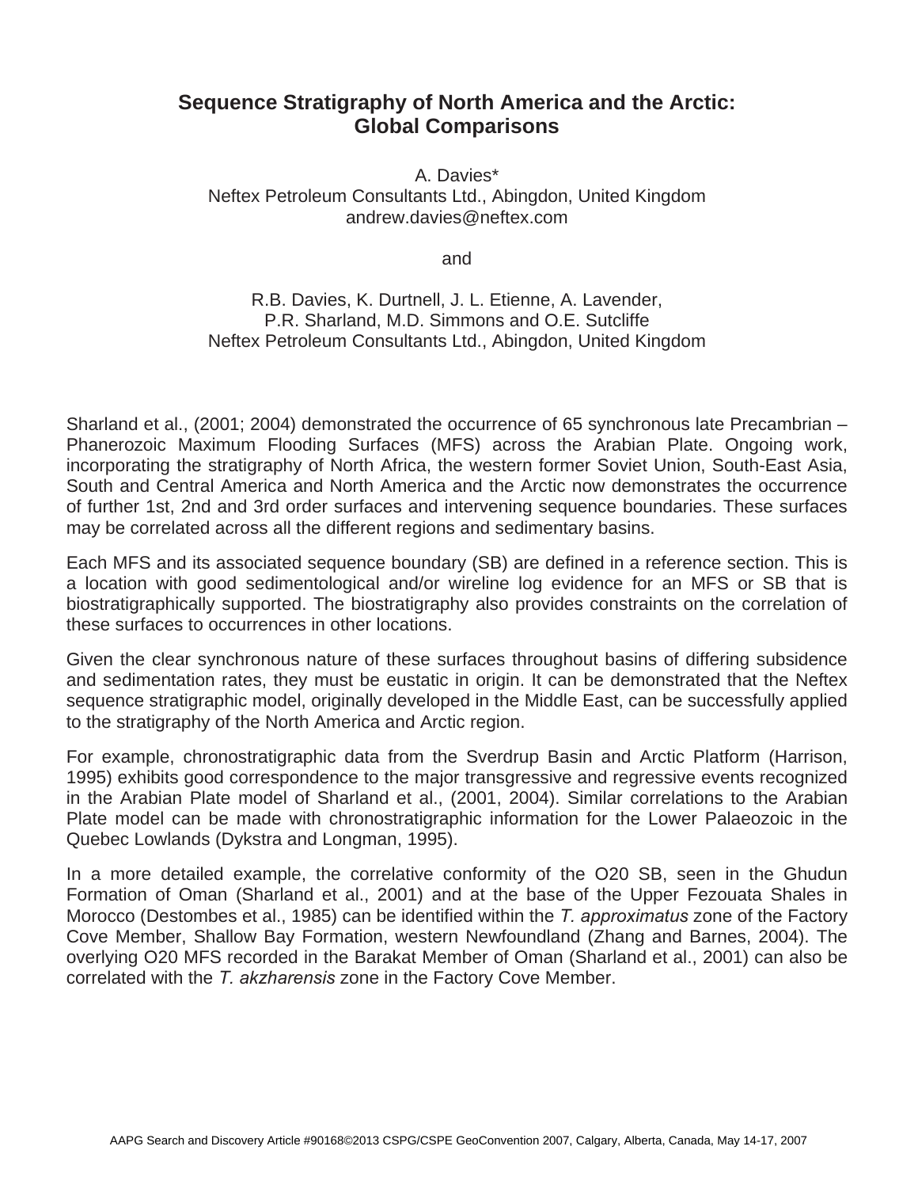# Sequence Stratigraphy of North America and the Arctic: Global Comparisons

A. Davies*
Neftex Petroleum Consultants Ltd., Abingdon, United Kingdom
andrew.davies@neftex.com

and

R.B. Davies, K. Durtnell, J. L. Etienne, A. Lavender,
P.R. Sharland, M.D. Simmons and O.E. Sutcliffe
Neftex Petroleum Consultants Ltd., Abingdon, United Kingdom

Sharland et al., (2001; 2004) demonstrated the occurrence of 65 synchronous late Precambrian – Phanerozoic Maximum Flooding Surfaces (MFS) across the Arabian Plate. Ongoing work, incorporating the stratigraphy of North Africa, the western former Soviet Union, South-East Asia, South and Central America and North America and the Arctic now demonstrates the occurrence of further 1st, 2nd and 3rd order surfaces and intervening sequence boundaries. These surfaces may be correlated across all the different regions and sedimentary basins.

Each MFS and its associated sequence boundary (SB) are defined in a reference section. This is a location with good sedimentological and/or wireline log evidence for an MFS or SB that is biostratigraphically supported. The biostratigraphy also provides constraints on the correlation of these surfaces to occurrences in other locations.

Given the clear synchronous nature of these surfaces throughout basins of differing subsidence and sedimentation rates, they must be eustatic in origin. It can be demonstrated that the Neftex sequence stratigraphic model, originally developed in the Middle East, can be successfully applied to the stratigraphy of the North America and Arctic region.

For example, chronostratigraphic data from the Sverdrup Basin and Arctic Platform (Harrison, 1995) exhibits good correspondence to the major transgressive and regressive events recognized in the Arabian Plate model of Sharland et al., (2001, 2004). Similar correlations to the Arabian Plate model can be made with chronostratigraphic information for the Lower Palaeozoic in the Quebec Lowlands (Dykstra and Longman, 1995).

In a more detailed example, the correlative conformity of the O20 SB, seen in the Ghudun Formation of Oman (Sharland et al., 2001) and at the base of the Upper Fezouata Shales in Morocco (Destombes et al., 1985) can be identified within the *T. approximatus* zone of the Factory Cove Member, Shallow Bay Formation, western Newfoundland (Zhang and Barnes, 2004). The overlying O20 MFS recorded in the Barakat Member of Oman (Sharland et al., 2001) can also be correlated with the *T. akzharensis* zone in the Factory Cove Member.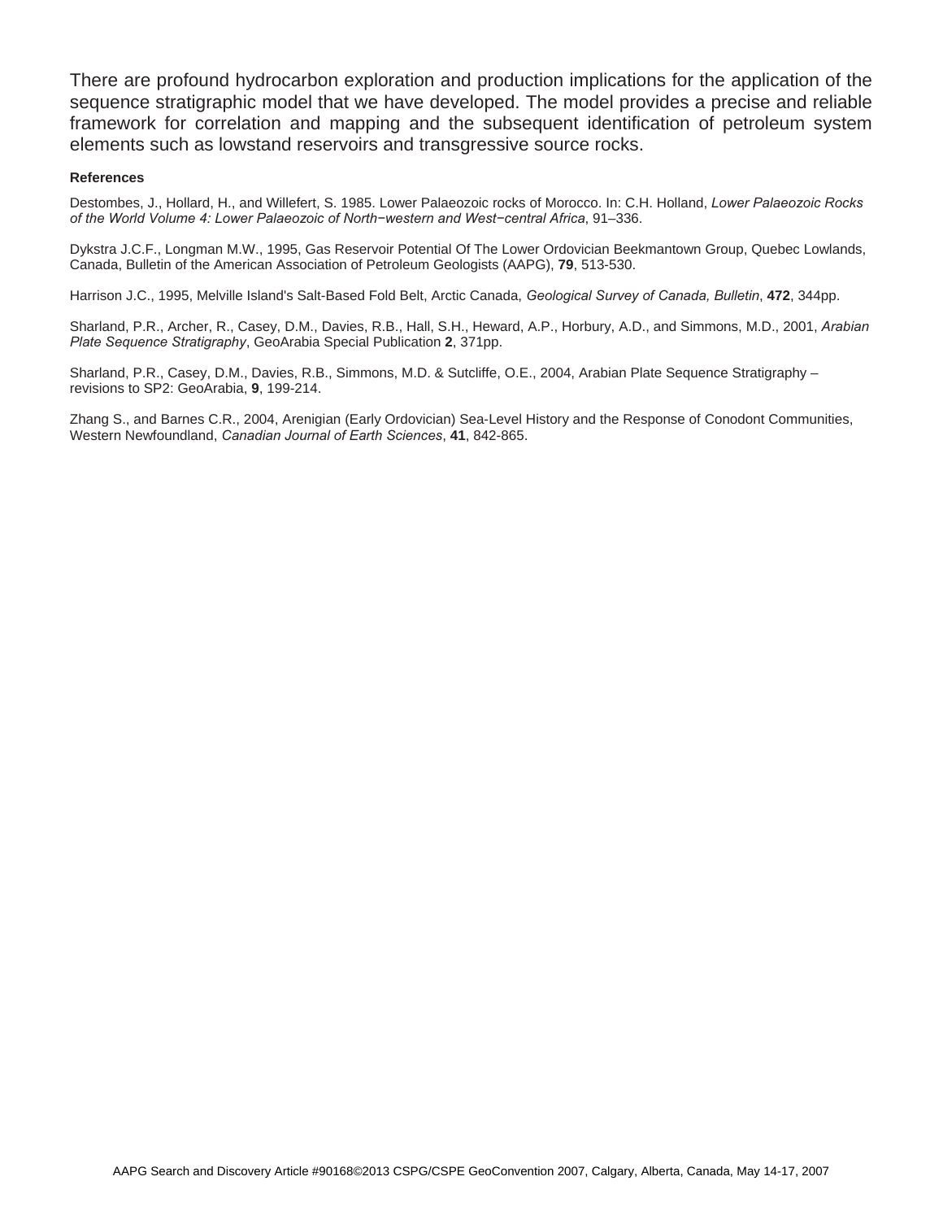There are profound hydrocarbon exploration and production implications for the application of the sequence stratigraphic model that we have developed. The model provides a precise and reliable framework for correlation and mapping and the subsequent identification of petroleum system elements such as lowstand reservoirs and transgressive source rocks.

**References**

Destombes, J., Hollard, H., and Willefert, S. 1985. Lower Palaeozoic rocks of Morocco. In: C.H. Holland, *Lower Palaeozoic Rocks of the World Volume 4: Lower Palaeozoic of North−western and West−central Africa*, 91–336.

Dykstra J.C.F., Longman M.W., 1995, Gas Reservoir Potential Of The Lower Ordovician Beekmantown Group, Quebec Lowlands, Canada, Bulletin of the American Association of Petroleum Geologists (AAPG), **79**, 513-530.

Harrison J.C., 1995, Melville Island's Salt-Based Fold Belt, Arctic Canada, *Geological Survey of Canada, Bulletin*, **472**, 344pp.

Sharland, P.R., Archer, R., Casey, D.M., Davies, R.B., Hall, S.H., Heward, A.P., Horbury, A.D., and Simmons, M.D., 2001, *Arabian Plate Sequence Stratigraphy*, GeoArabia Special Publication **2**, 371pp.

Sharland, P.R., Casey, D.M., Davies, R.B., Simmons, M.D. & Sutcliffe, O.E., 2004, Arabian Plate Sequence Stratigraphy – revisions to SP2: GeoArabia, **9**, 199-214.

Zhang S., and Barnes C.R., 2004, Arenigian (Early Ordovician) Sea-Level History and the Response of Conodont Communities, Western Newfoundland, *Canadian Journal of Earth Sciences*, **41**, 842-865.